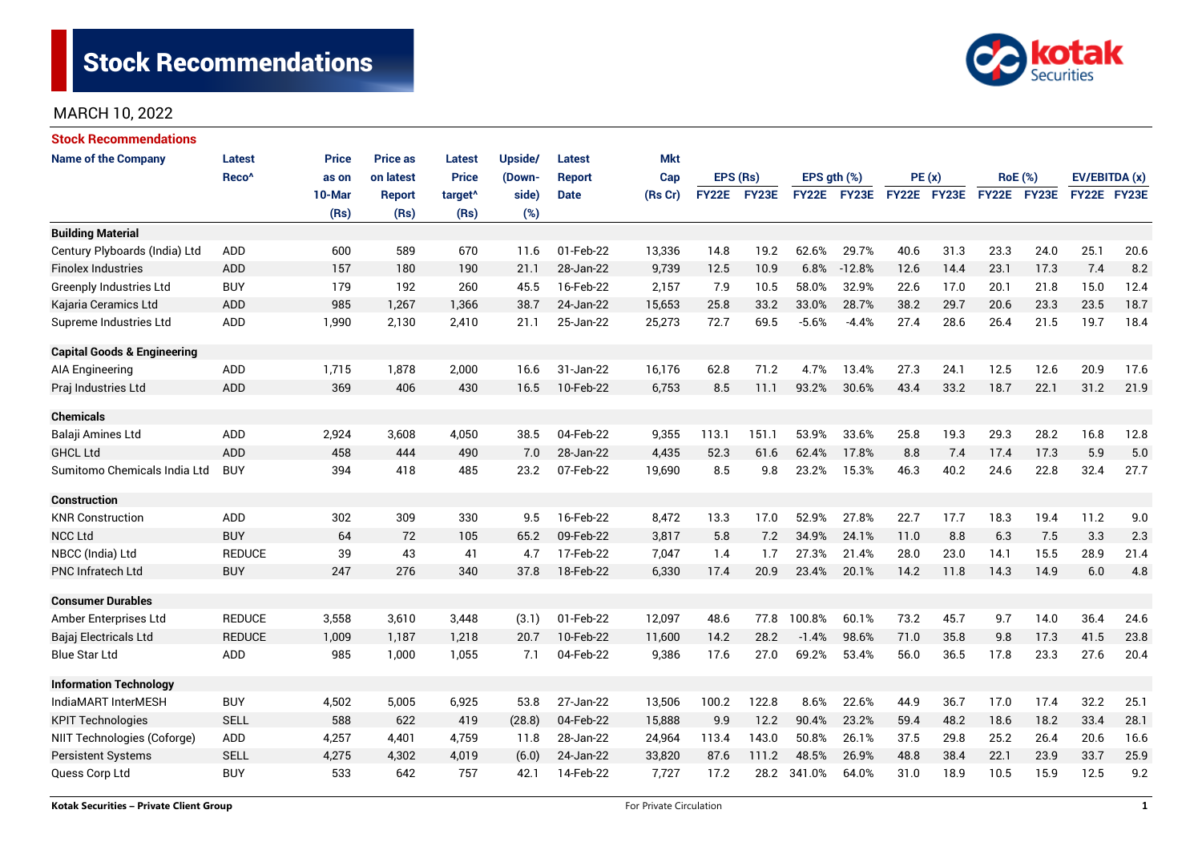# Stock Recommendations

MARCH 10, 2022

## Stock Recommendations

| Name of the Company | Latest Reco^ | Price as on 10-Mar (Rs) | Price as on latest Report (Rs) | Latest Price target^ (Rs) | Upside/ (Down-side) (%) | Latest Report Date | Mkt Cap (Rs Cr) | EPS (Rs) | | EPS gth (%) | | PE (x) | | RoE (%) | | EV/EBITDA (x) | |
|---|---|---|---|---|---|---|---|---|---|---|---|---|---|---|---|---|---|
| | | | | | | | | FY22E | FY23E | FY22E | FY23E | FY22E | FY23E | FY22E | FY23E | FY22E | FY23E |
| **Building Material** | | | | | | | | | | | | | | | | | |
| Century Plyboards (India) Ltd | ADD | 600 | 589 | 670 | 11.6 | 01-Feb-22 | 13,336 | 14.8 | 19.2 | 62.6% | 29.7% | 40.6 | 31.3 | 23.3 | 24.0 | 25.1 | 20.6 |
| Finolex Industries | ADD | 157 | 180 | 190 | 21.1 | 28-Jan-22 | 9,739 | 12.5 | 10.9 | 6.8% | -12.8% | 12.6 | 14.4 | 23.1 | 17.3 | 7.4 | 8.2 |
| Greenply Industries Ltd | BUY | 179 | 192 | 260 | 45.5 | 16-Feb-22 | 2,157 | 7.9 | 10.5 | 58.0% | 32.9% | 22.6 | 17.0 | 20.1 | 21.8 | 15.0 | 12.4 |
| Kajaria Ceramics Ltd | ADD | 985 | 1,267 | 1,366 | 38.7 | 24-Jan-22 | 15,653 | 25.8 | 33.2 | 33.0% | 28.7% | 38.2 | 29.7 | 20.6 | 23.3 | 23.5 | 18.7 |
| Supreme Industries Ltd | ADD | 1,990 | 2,130 | 2,410 | 21.1 | 25-Jan-22 | 25,273 | 72.7 | 69.5 | -5.6% | -4.4% | 27.4 | 28.6 | 26.4 | 21.5 | 19.7 | 18.4 |
| **Capital Goods & Engineering** | | | | | | | | | | | | | | | | | |
| AIA Engineering | ADD | 1,715 | 1,878 | 2,000 | 16.6 | 31-Jan-22 | 16,176 | 62.8 | 71.2 | 4.7% | 13.4% | 27.3 | 24.1 | 12.5 | 12.6 | 20.9 | 17.6 |
| Praj Industries Ltd | ADD | 369 | 406 | 430 | 16.5 | 10-Feb-22 | 6,753 | 8.5 | 11.1 | 93.2% | 30.6% | 43.4 | 33.2 | 18.7 | 22.1 | 31.2 | 21.9 |
| **Chemicals** | | | | | | | | | | | | | | | | | |
| Balaji Amines Ltd | ADD | 2,924 | 3,608 | 4,050 | 38.5 | 04-Feb-22 | 9,355 | 113.1 | 151.1 | 53.9% | 33.6% | 25.8 | 19.3 | 29.3 | 28.2 | 16.8 | 12.8 |
| GHCL Ltd | ADD | 458 | 444 | 490 | 7.0 | 28-Jan-22 | 4,435 | 52.3 | 61.6 | 62.4% | 17.8% | 8.8 | 7.4 | 17.4 | 17.3 | 5.9 | 5.0 |
| Sumitomo Chemicals India Ltd | BUY | 394 | 418 | 485 | 23.2 | 07-Feb-22 | 19,690 | 8.5 | 9.8 | 23.2% | 15.3% | 46.3 | 40.2 | 24.6 | 22.8 | 32.4 | 27.7 |
| **Construction** | | | | | | | | | | | | | | | | | |
| KNR Construction | ADD | 302 | 309 | 330 | 9.5 | 16-Feb-22 | 8,472 | 13.3 | 17.0 | 52.9% | 27.8% | 22.7 | 17.7 | 18.3 | 19.4 | 11.2 | 9.0 |
| NCC Ltd | BUY | 64 | 72 | 105 | 65.2 | 09-Feb-22 | 3,817 | 5.8 | 7.2 | 34.9% | 24.1% | 11.0 | 8.8 | 6.3 | 7.5 | 3.3 | 2.3 |
| NBCC (India) Ltd | REDUCE | 39 | 43 | 41 | 4.7 | 17-Feb-22 | 7,047 | 1.4 | 1.7 | 27.3% | 21.4% | 28.0 | 23.0 | 14.1 | 15.5 | 28.9 | 21.4 |
| PNC Infratech Ltd | BUY | 247 | 276 | 340 | 37.8 | 18-Feb-22 | 6,330 | 17.4 | 20.9 | 23.4% | 20.1% | 14.2 | 11.8 | 14.3 | 14.9 | 6.0 | 4.8 |
| **Consumer Durables** | | | | | | | | | | | | | | | | | |
| Amber Enterprises Ltd | REDUCE | 3,558 | 3,610 | 3,448 | (3.1) | 01-Feb-22 | 12,097 | 48.6 | 77.8 | 100.8% | 60.1% | 73.2 | 45.7 | 9.7 | 14.0 | 36.4 | 24.6 |
| Bajaj Electricals Ltd | REDUCE | 1,009 | 1,187 | 1,218 | 20.7 | 10-Feb-22 | 11,600 | 14.2 | 28.2 | -1.4% | 98.6% | 71.0 | 35.8 | 9.8 | 17.3 | 41.5 | 23.8 |
| Blue Star Ltd | ADD | 985 | 1,000 | 1,055 | 7.1 | 04-Feb-22 | 9,386 | 17.6 | 27.0 | 69.2% | 53.4% | 56.0 | 36.5 | 17.8 | 23.3 | 27.6 | 20.4 |
| **Information Technology** | | | | | | | | | | | | | | | | | |
| IndiaMART InterMESH | BUY | 4,502 | 5,005 | 6,925 | 53.8 | 27-Jan-22 | 13,506 | 100.2 | 122.8 | 8.6% | 22.6% | 44.9 | 36.7 | 17.0 | 17.4 | 32.2 | 25.1 |
| KPIT Technologies | SELL | 588 | 622 | 419 | (28.8) | 04-Feb-22 | 15,888 | 9.9 | 12.2 | 90.4% | 23.2% | 59.4 | 48.2 | 18.6 | 18.2 | 33.4 | 28.1 |
| NIIT Technologies (Coforge) | ADD | 4,257 | 4,401 | 4,759 | 11.8 | 28-Jan-22 | 24,964 | 113.4 | 143.0 | 50.8% | 26.1% | 37.5 | 29.8 | 25.2 | 26.4 | 20.6 | 16.6 |
| Persistent Systems | SELL | 4,275 | 4,302 | 4,019 | (6.0) | 24-Jan-22 | 33,820 | 87.6 | 111.2 | 48.5% | 26.9% | 48.8 | 38.4 | 22.1 | 23.9 | 33.7 | 25.9 |
| Quess Corp Ltd | BUY | 533 | 642 | 757 | 42.1 | 14-Feb-22 | 7,727 | 17.2 | 28.2 | 341.0% | 64.0% | 31.0 | 18.9 | 10.5 | 15.9 | 12.5 | 9.2 |

Kotak Securities – Private Client Group

For Private Circulation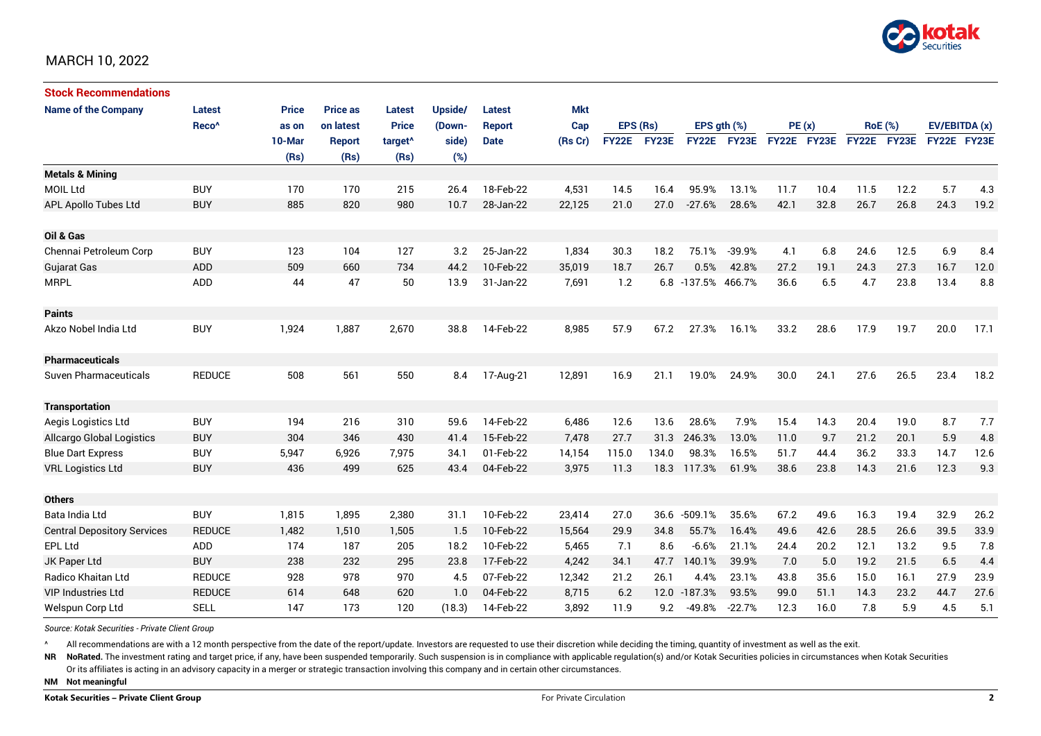MARCH 10, 2022

## Stock Recommendations

| Name of the Company | Latest Reco^ | Price as on 10-Mar (Rs) | Price as on latest Report (Rs) | Latest Price target^ (Rs) | Upside/ (Down-side) (%) | Latest Report Date | Mkt Cap (Rs Cr) | EPS (Rs) | | EPS gth (%) | | PE (x) | | RoE (%) | | EV/EBITDA (x) | |
|---|---|---|---|---|---|---|---|---|---|---|---|---|---|---|---|---|---|
| | | | | | | | | FY22E | FY23E | FY22E | FY23E | FY22E | FY23E | FY22E | FY23E | FY22E | FY23E |
| **Metals & Mining** | | | | | | | | | | | | | | | | | |
| MOIL Ltd | BUY | 170 | 170 | 215 | 26.4 | 18-Feb-22 | 4,531 | 14.5 | 16.4 | 95.9% | 13.1% | 11.7 | 10.4 | 11.5 | 12.2 | 5.7 | 4.3 |
| APL Apollo Tubes Ltd | BUY | 885 | 820 | 980 | 10.7 | 28-Jan-22 | 22,125 | 21.0 | 27.0 | -27.6% | 28.6% | 42.1 | 32.8 | 26.7 | 26.8 | 24.3 | 19.2 |
| **Oil & Gas** | | | | | | | | | | | | | | | | | |
| Chennai Petroleum Corp | BUY | 123 | 104 | 127 | 3.2 | 25-Jan-22 | 1,834 | 30.3 | 18.2 | 75.1% | -39.9% | 4.1 | 6.8 | 24.6 | 12.5 | 6.9 | 8.4 |
| Gujarat Gas | ADD | 509 | 660 | 734 | 44.2 | 10-Feb-22 | 35,019 | 18.7 | 26.7 | 0.5% | 42.8% | 27.2 | 19.1 | 24.3 | 27.3 | 16.7 | 12.0 |
| MRPL | ADD | 44 | 47 | 50 | 13.9 | 31-Jan-22 | 7,691 | 1.2 | 6.8 | -137.5% | 466.7% | 36.6 | 6.5 | 4.7 | 23.8 | 13.4 | 8.8 |
| **Paints** | | | | | | | | | | | | | | | | | |
| Akzo Nobel India Ltd | BUY | 1,924 | 1,887 | 2,670 | 38.8 | 14-Feb-22 | 8,985 | 57.9 | 67.2 | 27.3% | 16.1% | 33.2 | 28.6 | 17.9 | 19.7 | 20.0 | 17.1 |
| **Pharmaceuticals** | | | | | | | | | | | | | | | | | |
| Suven Pharmaceuticals | REDUCE | 508 | 561 | 550 | 8.4 | 17-Aug-21 | 12,891 | 16.9 | 21.1 | 19.0% | 24.9% | 30.0 | 24.1 | 27.6 | 26.5 | 23.4 | 18.2 |
| **Transportation** | | | | | | | | | | | | | | | | | |
| Aegis Logistics Ltd | BUY | 194 | 216 | 310 | 59.6 | 14-Feb-22 | 6,486 | 12.6 | 13.6 | 28.6% | 7.9% | 15.4 | 14.3 | 20.4 | 19.0 | 8.7 | 7.7 |
| Allcargo Global Logistics | BUY | 304 | 346 | 430 | 41.4 | 15-Feb-22 | 7,478 | 27.7 | 31.3 | 246.3% | 13.0% | 11.0 | 9.7 | 21.2 | 20.1 | 5.9 | 4.8 |
| Blue Dart Express | BUY | 5,947 | 6,926 | 7,975 | 34.1 | 01-Feb-22 | 14,154 | 115.0 | 134.0 | 98.3% | 16.5% | 51.7 | 44.4 | 36.2 | 33.3 | 14.7 | 12.6 |
| VRL Logistics Ltd | BUY | 436 | 499 | 625 | 43.4 | 04-Feb-22 | 3,975 | 11.3 | 18.3 | 117.3% | 61.9% | 38.6 | 23.8 | 14.3 | 21.6 | 12.3 | 9.3 |
| **Others** | | | | | | | | | | | | | | | | | |
| Bata India Ltd | BUY | 1,815 | 1,895 | 2,380 | 31.1 | 10-Feb-22 | 23,414 | 27.0 | 36.6 | -509.1% | 35.6% | 67.2 | 49.6 | 16.3 | 19.4 | 32.9 | 26.2 |
| Central Depository Services | REDUCE | 1,482 | 1,510 | 1,505 | 1.5 | 10-Feb-22 | 15,564 | 29.9 | 34.8 | 55.7% | 16.4% | 49.6 | 42.6 | 28.5 | 26.6 | 39.5 | 33.9 |
| EPL Ltd | ADD | 174 | 187 | 205 | 18.2 | 10-Feb-22 | 5,465 | 7.1 | 8.6 | -6.6% | 21.1% | 24.4 | 20.2 | 12.1 | 13.2 | 9.5 | 7.8 |
| JK Paper Ltd | BUY | 238 | 232 | 295 | 23.8 | 17-Feb-22 | 4,242 | 34.1 | 47.7 | 140.1% | 39.9% | 7.0 | 5.0 | 19.2 | 21.5 | 6.5 | 4.4 |
| Radico Khaitan Ltd | REDUCE | 928 | 978 | 970 | 4.5 | 07-Feb-22 | 12,342 | 21.2 | 26.1 | 4.4% | 23.1% | 43.8 | 35.6 | 15.0 | 16.1 | 27.9 | 23.9 |
| VIP Industries Ltd | REDUCE | 614 | 648 | 620 | 1.0 | 04-Feb-22 | 8,715 | 6.2 | 12.0 | -187.3% | 93.5% | 99.0 | 51.1 | 14.3 | 23.2 | 44.7 | 27.6 |
| Welspun Corp Ltd | SELL | 147 | 173 | 120 | (18.3) | 14-Feb-22 | 3,892 | 11.9 | 9.2 | -49.8% | -22.7% | 12.3 | 16.0 | 7.8 | 5.9 | 4.5 | 5.1 |

*Source: Kotak Securities - Private Client Group*

^ All recommendations are with a 12 month perspective from the date of the report/update. Investors are requested to use their discretion while deciding the timing, quantity of investment as well as the exit.

**NR** **NoRated.** The investment rating and target price, if any, have been suspended temporarily. Such suspension is in compliance with applicable regulation(s) and/or Kotak Securities policies in circumstances when Kotak Securities Or its affiliates is acting in an advisory capacity in a merger or strategic transaction involving this company and in certain other circumstances.

**NM** **Not meaningful**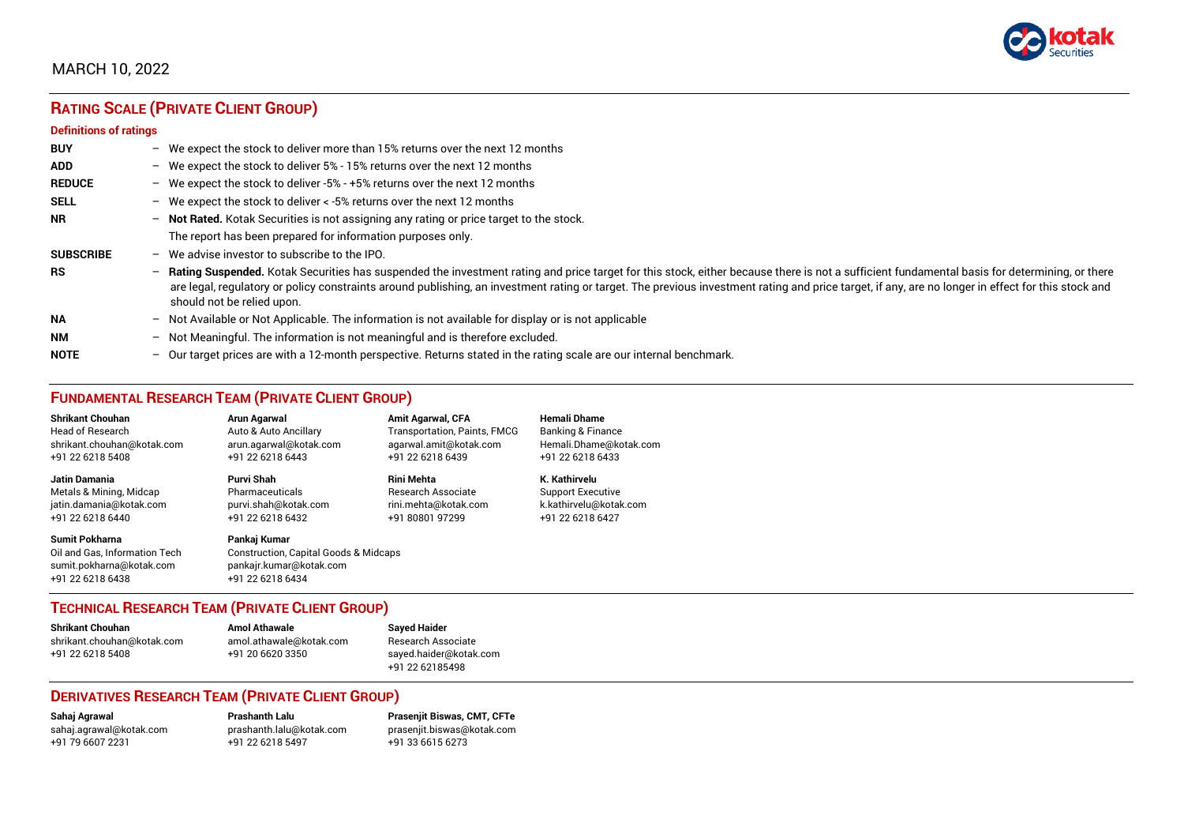MARCH 10, 2022

## RATING SCALE (PRIVATE CLIENT GROUP)

**Definitions of ratings**

| | |
|---|---|
| **BUY** | – We expect the stock to deliver more than 15% returns over the next 12 months |
| **ADD** | – We expect the stock to deliver 5% - 15% returns over the next 12 months |
| **REDUCE** | – We expect the stock to deliver -5% - +5% returns over the next 12 months |
| **SELL** | – We expect the stock to deliver < -5% returns over the next 12 months |
| **NR** | – **Not Rated.** Kotak Securities is not assigning any rating or price target to the stock. The report has been prepared for information purposes only. |
| **SUBSCRIBE** | – We advise investor to subscribe to the IPO. |
| **RS** | – **Rating Suspended.** Kotak Securities has suspended the investment rating and price target for this stock, either because there is not a sufficient fundamental basis for determining, or there are legal, regulatory or policy constraints around publishing, an investment rating or target. The previous investment rating and price target, if any, are no longer in effect for this stock and should not be relied upon. |
| **NA** | – Not Available or Not Applicable. The information is not available for display or is not applicable |
| **NM** | – Not Meaningful. The information is not meaningful and is therefore excluded. |
| **NOTE** | – Our target prices are with a 12-month perspective. Returns stated in the rating scale are our internal benchmark. |

## FUNDAMENTAL RESEARCH TEAM (PRIVATE CLIENT GROUP)

**Shrikant Chouhan**
Head of Research
shrikant.chouhan@kotak.com
+91 22 6218 5408

**Arun Agarwal**
Auto & Auto Ancillary
arun.agarwal@kotak.com
+91 22 6218 6443

**Amit Agarwal, CFA**
Transportation, Paints, FMCG
agarwal.amit@kotak.com
+91 22 6218 6439

**Hemali Dhame**
Banking & Finance
Hemali.Dhame@kotak.com
+91 22 6218 6433

**Jatin Damania**
Metals & Mining, Midcap
jatin.damania@kotak.com
+91 22 6218 6440

**Purvi Shah**
Pharmaceuticals
purvi.shah@kotak.com
+91 22 6218 6432

**Rini Mehta**
Research Associate
rini.mehta@kotak.com
+91 80801 97299

**K. Kathirvelu**
Support Executive
k.kathirvelu@kotak.com
+91 22 6218 6427

**Sumit Pokharna**
Oil and Gas, Information Tech
sumit.pokharna@kotak.com
+91 22 6218 6438

**Pankaj Kumar**
Construction, Capital Goods & Midcaps
pankajr.kumar@kotak.com
+91 22 6218 6434

## TECHNICAL RESEARCH TEAM (PRIVATE CLIENT GROUP)

**Shrikant Chouhan**
shrikant.chouhan@kotak.com
+91 22 6218 5408

**Amol Athawale**
amol.athawale@kotak.com
+91 20 6620 3350

**Sayed Haider**
Research Associate
sayed.haider@kotak.com
+91 22 62185498

## DERIVATIVES RESEARCH TEAM (PRIVATE CLIENT GROUP)

**Sahaj Agrawal**
sahaj.agrawal@kotak.com
+91 79 6607 2231

**Prashanth Lalu**
prashanth.lalu@kotak.com
+91 22 6218 5497

**Prasenjit Biswas, CMT, CFTe**
prasenjit.biswas@kotak.com
+91 33 6615 6273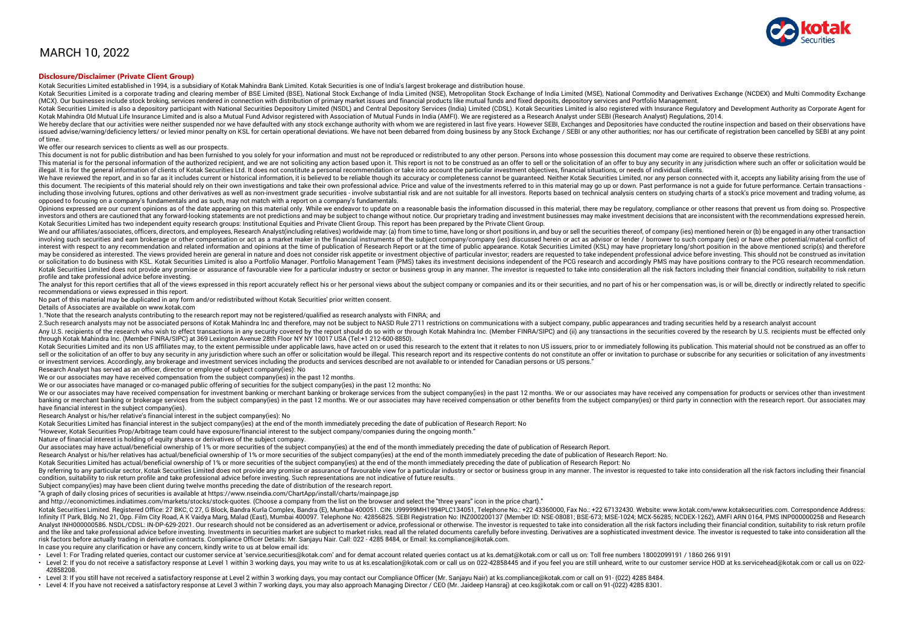# MARCH 10, 2022

**Disclosure/Disclaimer (Private Client Group)**

Kotak Securities Limited established in 1994, is a subsidiary of Kotak Mahindra Bank Limited. Kotak Securities is one of India's largest brokerage and distribution house.

Kotak Securities Limited is a corporate trading and clearing member of BSE Limited (BSE), National Stock Exchange of India Limited (NSE), Metropolitan Stock Exchange of India Limited (MSE), National Commodity and Derivatives Exchange (NCDEX) and Multi Commodity Exchange (MCX). Our businesses include stock broking, services rendered in connection with distribution of primary market issues and financial products like mutual funds and fixed deposits, depository services and Portfolio Management.

Kotak Securities Limited is also a depository participant with National Securities Depository Limited (NSDL) and Central Depository Services (India) Limited (CDSL). Kotak Securities Limited is also registered with Insurance Regulatory and Development Authority as Corporate Agent for Kotak Mahindra Old Mutual Life Insurance Limited and is also a Mutual Fund Advisor registered with Association of Mutual Funds in India (AMFI). We are registered as a Research Analyst under SEBI (Research Analyst) Regulations, 2014.

We hereby declare that our activities were neither suspended nor we have defaulted with any stock exchange authority with whom we are registered in last five years. However SEBI, Exchanges and Depositories have conducted the routine inspection and based on their observations have issued advise/warning/deficiency letters/ or levied minor penalty on KSL for certain operational deviations. We have not been debarred from doing business by any Stock Exchange / SEBI or any other authorities; nor has our certificate of registration been cancelled by SEBI at any point of time.

We offer our research services to clients as well as our prospects.

This document is not for public distribution and has been furnished to you solely for your information and must not be reproduced or redistributed to any other person. Persons into whose possession this document may come are required to observe these restrictions.

This material is for the personal information of the authorized recipient, and we are not soliciting any action based upon it. This report is not to be construed as an offer to sell or the solicitation of an offer to buy any security in any jurisdiction where such an offer or solicitation would be illegal. It is for the general information of clients of Kotak Securities Ltd. It does not constitute a personal recommendation or take into account the particular investment objectives, financial situations, or needs of individual clients.

We have reviewed the report, and in so far as it includes current or historical information, it is believed to be reliable though its accuracy or completeness cannot be guaranteed. Neither Kotak Securities Limited, nor any person connected with it, accepts any liability arising from the use of this document. The recipients of this material should rely on their own investigations and take their own professional advice. Price and value of the investments referred to in this material may go up or down. Past performance is not a guide for future performance. Certain transactions - including those involving futures, options and other derivatives as well as non-investment grade securities - involve substantial risk and are not suitable for all investors. Reports based on technical analysis centers on studying charts of a stock's price movement and trading volume, as opposed to focusing on a company's fundamentals and as such, may not match with a report on a company's fundamentals.

Opinions expressed are our current opinions as of the date appearing on this material only. While we endeavor to update on a reasonable basis the information discussed in this material, there may be regulatory, compliance or other reasons that prevent us from doing so. Prospective investors and others are cautioned that any forward-looking statements are not predictions and may be subject to change without notice. Our proprietary trading and investment businesses may make investment decisions that are inconsistent with the recommendations expressed herein. Kotak Securities Limited has two independent equity research groups: Institutional Equities and Private Client Group. This report has been prepared by the Private Client Group.

We and our affiliates/associates, officers, directors, and employees, Research Analyst(including relatives) worldwide may: (a) from time to time, have long or short positions in, and buy or sell the securities thereof, of company (ies) mentioned herein or (b) be engaged in any other transaction involving such securities and earn brokerage or other compensation or act as a market maker in the financial instruments of the subject company/company (ies) discussed herein or act as advisor or lender / borrower to such company (ies) or have other potential/material conflict of interest with respect to any recommendation and related information and opinions at the time of publication of Research Report or at the time of public appearance. Kotak Securities Limited (KSL) may have proprietary long/short position in the above mentioned scrip(s) and therefore may be considered as interested. The views provided herein are general in nature and does not consider risk appetite or investment objective of particular investor; readers are requested to take independent professional advice before investing. This should not be construed as invitation or solicitation to do business with KSL. Kotak Securities Limited is also a Portfolio Manager. Portfolio Management Team (PMS) takes its investment decisions independent of the PCG research and accordingly PMS may have positions contrary to the PCG research recommendation. Kotak Securities Limited does not provide any promise or assurance of favourable view for a particular industry or sector or business group in any manner. The investor is requested to take into consideration all the risk factors including their financial condition, suitability to risk return profile and take professional advice before investing.

The analyst for this report certifies that all of the views expressed in this report accurately reflect his or her personal views about the subject company or companies and its or their securities, and no part of his or her compensation was, is or will be, directly or indirectly related to specific recommendations or views expressed in this report.

No part of this material may be duplicated in any form and/or redistributed without Kotak Securities' prior written consent.

Details of Associates are available on www.kotak.com

1."Note that the research analysts contributing to the research report may not be registered/qualified as research analysts with FINRA; and

2.Such research analysts may not be associated persons of Kotak Mahindra Inc and therefore, may not be subject to NASD Rule 2711 restrictions on communications with a subject company, public appearances and trading securities held by a research analyst account

Any U.S. recipients of the research who wish to effect transactions in any security covered by the report should do so with or through Kotak Mahindra Inc. (Member FINRA/SIPC) and (ii) any transactions in the securities covered by the research by U.S. recipients must be effected only through Kotak Mahindra Inc. (Member FINRA/SIPC) at 369 Lexington Avenue 28th Floor NY NY 10017 USA (Tel:+1 212-600-8850).

Kotak Securities Limited and its non US affiliates may, to the extent permissible under applicable laws, have acted on or used this research to the extent that it relates to non US issuers, prior to or immediately following its publication. This material should not be construed as an offer to sell or the solicitation of an offer to buy any security in any jurisdiction where such an offer or solicitation would be illegal. This research report and its respective contents do not constitute an offer or invitation to purchase or subscribe for any securities or solicitation of any investments or investment services. Accordingly, any brokerage and investment services including the products and services described are not available to or intended for Canadian persons or US persons."

Research Analyst has served as an officer, director or employee of subject company(ies): No

We or our associates may have received compensation from the subject company(ies) in the past 12 months.

We or our associates have managed or co-managed public offering of securities for the subject company(ies) in the past 12 months: No

We or our associates may have received compensation for investment banking or merchant banking or brokerage services from the subject company(ies) in the past 12 months. We or our associates may have received any compensation for products or services other than investment banking or merchant banking or brokerage services from the subject company(ies) in the past 12 months. We or our associates may have received compensation or other benefits from the subject company(ies) or third party in connection with the research report. Our associates may have financial interest in the subject company(ies).

Research Analyst or his/her relative's financial interest in the subject company(ies): No

Kotak Securities Limited has financial interest in the subject company(ies) at the end of the month immediately preceding the date of publication of Research Report: No

"However, Kotak Securities Prop/Arbitrage team could have exposure/financial interest to the subject company/companies during the ongoing month."

Nature of financial interest is holding of equity shares or derivatives of the subject company.

Our associates may have actual/beneficial ownership of 1% or more securities of the subject company(ies) at the end of the month immediately preceding the date of publication of Research Report.

Research Analyst or his/her relatives has actual/beneficial ownership of 1% or more securities of the subject company(ies) at the end of the month immediately preceding the date of publication of Research Report: No.

Kotak Securities Limited has actual/beneficial ownership of 1% or more securities of the subject company(ies) at the end of the month immediately preceding the date of publication of Research Report: No

By referring to any particular sector, Kotak Securities Limited does not provide any promise or assurance of favourable view for a particular industry or sector or business group in any manner. The investor is requested to take into consideration all the risk factors including their financial condition, suitability to risk return profile and take professional advice before investing. Such representations are not indicative of future results.

Subject company(ies) may have been client during twelve months preceding the date of distribution of the research report.

"A graph of daily closing prices of securities is available at https://www.nseindia.com/ChartApp/install/charts/mainpage.jsp

and http://economictimes.indiatimes.com/markets/stocks/stock-quotes. (Choose a company from the list on the browser and select the "three years" icon in the price chart)."

Kotak Securities Limited. Registered Office: 27 BKC, C 27, G Block, Bandra Kurla Complex, Bandra (E), Mumbai 400051. CIN: U99999MH1994PLC134051, Telephone No.: +22 43360000, Fax No.: +22 67132430. Website: www.kotak.com/www.kotaksecurities.com. Correspondence Address: Infinity IT Park, Bldg. No 21, Opp. Film City Road, A K Vaidya Marg, Malad (East), Mumbai 400097. Telephone No: 42856825. SEBI Registration No: INZ000200137 (Member ID: NSE-08081; BSE-673; MSE-1024; MCX-56285; NCDEX-1262), AMFI ARN 0164, PMS INP000000258 and Research Analyst INH000000586. NSDL/CDSL: IN-DP-629-2021. Our research should not be considered as an advertisement or advice, professional or otherwise. The investor is requested to take into consideration all the risk factors including their financial condition, suitability to risk return profile and the like and take professional advice before investing. Investments in securities market are subject to market risks, read all the related documents carefully before investing. Derivatives are a sophisticated investment device. The investor is requested to take into consideration all the risk factors before actually trading in derivative contracts. Compliance Officer Details: Mr. Sanjayu Nair. Call: 022 - 4285 8484, or Email: ks.compliance@kotak.com.

In case you require any clarification or have any concern, kindly write to us at below email ids:

- Level 1: For Trading related queries, contact our customer service at 'service.securities@kotak.com' and for demat account related queries contact us at ks.demat@kotak.com or call us on: Toll free numbers 18002099191 / 1860 266 9191
- Level 2: If you do not receive a satisfactory response at Level 1 within 3 working days, you may write to us at ks.escalation@kotak.com or call us on 022-42858445 and if you feel you are still unheard, write to our customer service HOD at ks.servicehead@kotak.com or call us on 022-42858208.
- Level 3: If you still have not received a satisfactory response at Level 2 within 3 working days, you may contact our Compliance Officer (Mr. Sanjayu Nair) at ks.compliance@kotak.com or call on 91- (022) 4285 8484.
- Level 4: If you have not received a satisfactory response at Level 3 within 7 working days, you may also approach Managing Director / CEO (Mr. Jaideep Hansraj) at ceo.ks@kotak.com or call on 91-(022) 4285 8301.